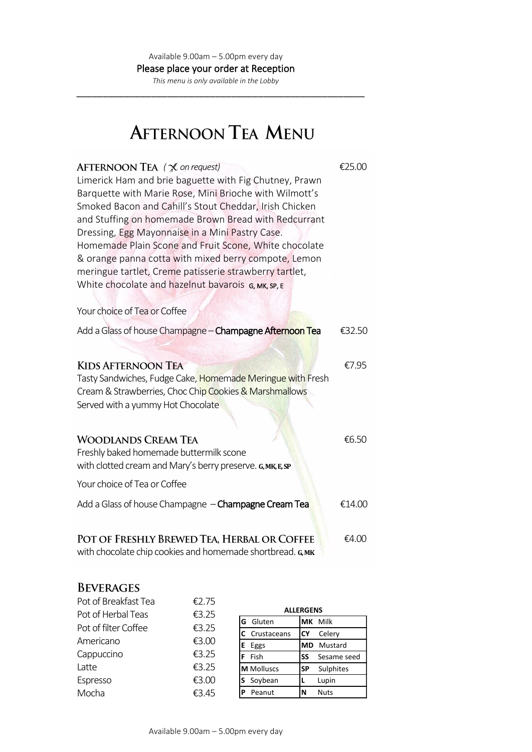Available 9.00am – 5.00pm every day

Please place your order at Reception

*This menu is only available in the Lobby*

---

# Afternoon Tea Menu

## Afternoon Tea *( ✂ on request)* — €25.00

Limerick Ham and brie baguette with Fig Chutney, Prawn Barquette with Marie Rose, Mini Brioche with Wilmott's Smoked Bacon and Cahill's Stout Cheddar, Irish Chicken and Stuffing on homemade Brown Bread with Redcurrant Dressing, Egg Mayonnaise in a Mini Pastry Case. Homemade Plain Scone and Fruit Scone, White chocolate & orange panna cotta with mixed berry compote, Lemon meringue tartlet, Creme patisserie strawberry tartlet, White chocolate and hazelnut bavarois G, MK, SP, E

Your choice of Tea or Coffee

Add a Glass of house Champagne – **Champagne Afternoon Tea** — €32.50

## Kids Afternoon Tea — €7.95

Tasty Sandwiches, Fudge Cake, Homemade Meringue with Fresh Cream & Strawberries, Choc Chip Cookies & Marshmallows
Served with a yummy Hot Chocolate

## Woodlands Cream Tea — €6.50

Freshly baked homemade buttermilk scone with clotted cream and Mary's berry preserve. G, MK, E, SP

Your choice of Tea or Coffee

Add a Glass of house Champagne – **Champagne Cream Tea** — €14.00

## Pot of Freshly Brewed Tea, Herbal or Coffee — €4.00

with chocolate chip cookies and homemade shortbread. G, MK

## Beverages

| Item | Price |
|---|---|
| Pot of Breakfast Tea | €2.75 |
| Pot of Herbal Teas | €3.25 |
| Pot of filter Coffee | €3.25 |
| Americano | €3.00 |
| Cappuccino | €3.25 |
| Latte | €3.25 |
| Espresso | €3.00 |
| Mocha | €3.45 |

**ALLERGENS**

| | | | |
|---|---|---|---|
| G | Gluten | MK | Milk |
| C | Crustaceans | CY | Celery |
| E | Eggs | MD | Mustard |
| F | Fish | SS | Sesame seed |
| M | Molluscs | SP | Sulphites |
| S | Soybean | L | Lupin |
| P | Peanut | N | Nuts |

Available 9.00am – 5.00pm every day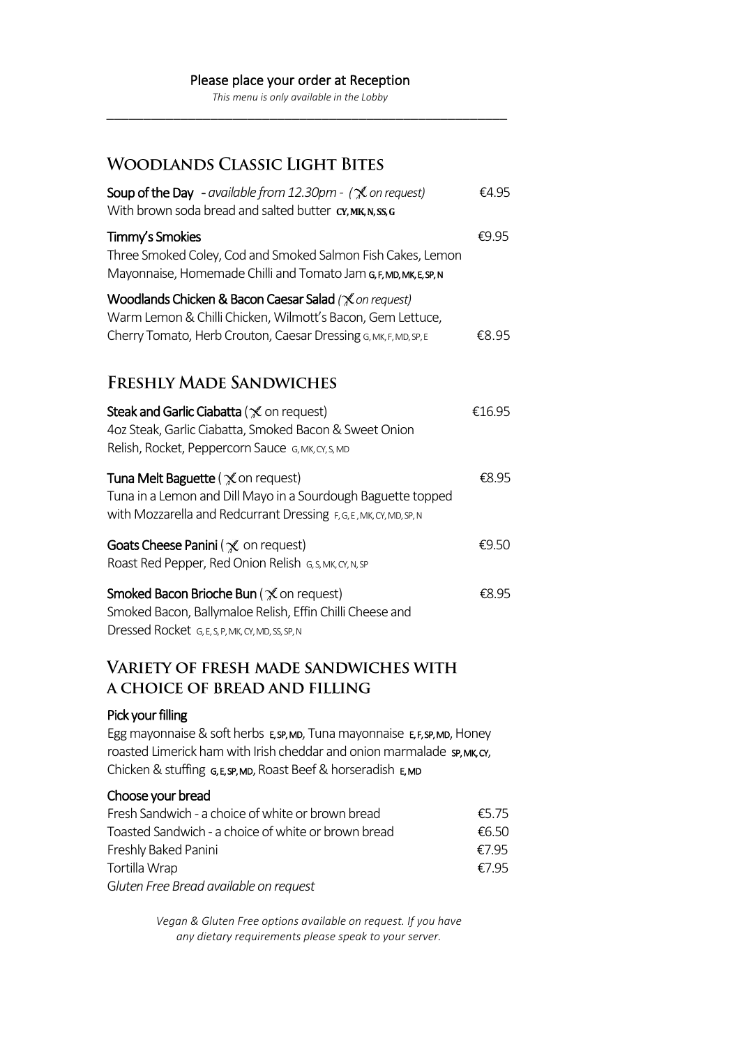Please place your order at Reception

*This menu is only available in the Lobby*

---

## Woodlands Classic Light Bites

**Soup of the Day** - *available from 12.30pm - (✂ on request)* €4.95
With brown soda bread and salted butter **CY, MK, N, SS, G**

**Timmy's Smokies** €9.95
Three Smoked Coley, Cod and Smoked Salmon Fish Cakes, Lemon Mayonnaise, Homemade Chilli and Tomato Jam **G, F, MD, MK, E, SP, N**

**Woodlands Chicken & Bacon Caesar Salad** *(✂ on request)*
Warm Lemon & Chilli Chicken, Wilmott's Bacon, Gem Lettuce, Cherry Tomato, Herb Crouton, Caesar Dressing G, MK, F, MD, SP, E €8.95

## Freshly Made Sandwiches

**Steak and Garlic Ciabatta** (✂ on request) €16.95
4oz Steak, Garlic Ciabatta, Smoked Bacon & Sweet Onion Relish, Rocket, Peppercorn Sauce G, MK, CY, S, MD

**Tuna Melt Baguette** (✂ on request) €8.95
Tuna in a Lemon and Dill Mayo in a Sourdough Baguette topped with Mozzarella and Redcurrant Dressing F, G, E , MK, CY, MD, SP, N

**Goats Cheese Panini** (✂ on request) €9.50
Roast Red Pepper, Red Onion Relish G, S, MK, CY, N, SP

**Smoked Bacon Brioche Bun** (✂ on request) €8.95
Smoked Bacon, Ballymaloe Relish, Effin Chilli Cheese and Dressed Rocket G, E, S, P, MK, CY, MD, SS, SP, N

## Variety of fresh made sandwiches with a choice of bread and filling

**Pick your filling**

Egg mayonnaise & soft herbs **E, SP, MD**, Tuna mayonnaise **E, F, SP, MD**, Honey roasted Limerick ham with Irish cheddar and onion marmalade **SP, MK, CY**, Chicken & stuffing **G, E, SP, MD**, Roast Beef & horseradish **E, MD**

**Choose your bread**

| | |
|---|---|
| Fresh Sandwich - a choice of white or brown bread | €5.75 |
| Toasted Sandwich - a choice of white or brown bread | €6.50 |
| Freshly Baked Panini | €7.95 |
| Tortilla Wrap | €7.95 |

*Gluten Free Bread available on request*

*Vegan & Gluten Free options available on request. If you have any dietary requirements please speak to your server.*